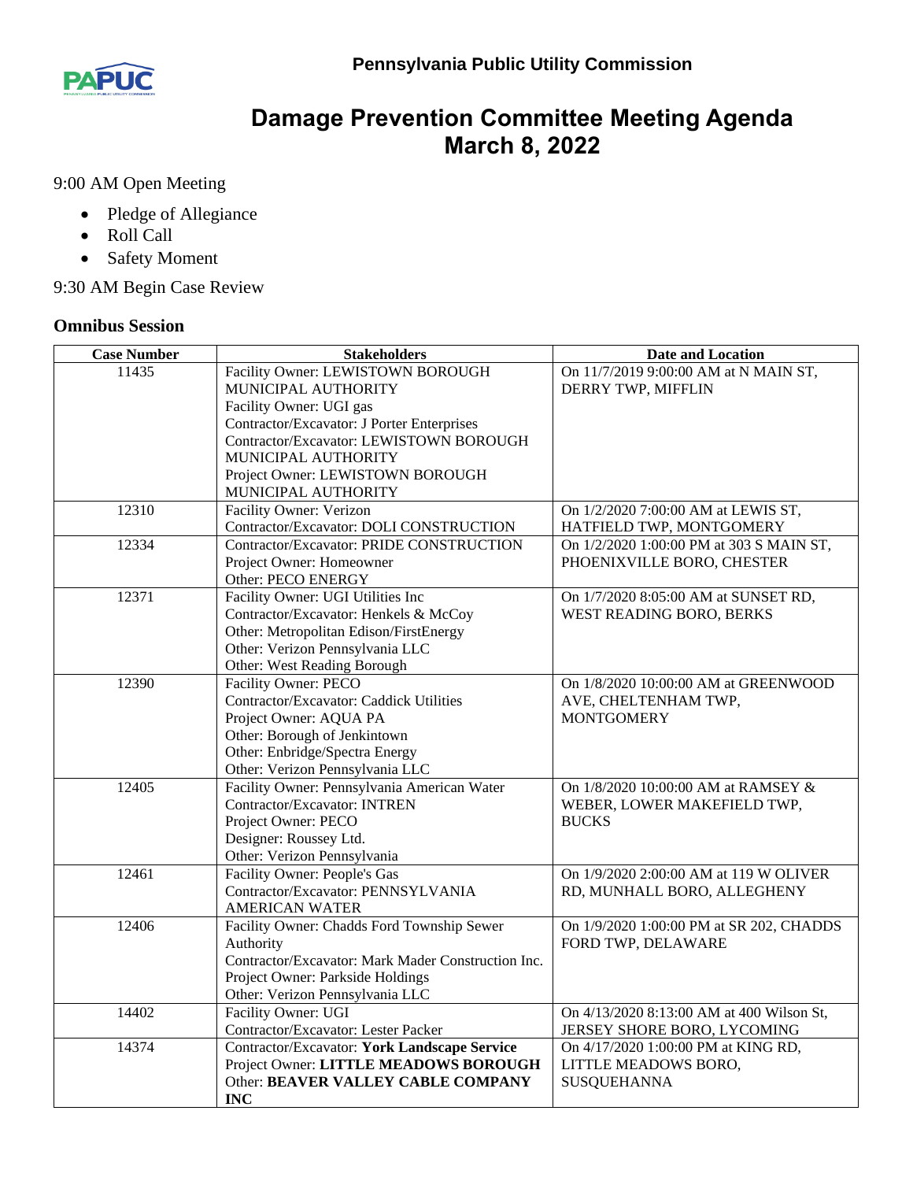**Pennsylvania Public Utility Commission**

# Damage Prevention Committee Meeting Agenda
# March 8, 2022

9:00 AM Open Meeting

- Pledge of Allegiance
- Roll Call
- Safety Moment

9:30 AM Begin Case Review

### Omnibus Session

| Case Number | Stakeholders | Date and Location |
|---|---|---|
| 11435 | Facility Owner: LEWISTOWN BOROUGH MUNICIPAL AUTHORITY<br>Facility Owner: UGI gas<br>Contractor/Excavator: J Porter Enterprises<br>Contractor/Excavator: LEWISTOWN BOROUGH MUNICIPAL AUTHORITY<br>Project Owner: LEWISTOWN BOROUGH MUNICIPAL AUTHORITY | On 11/7/2019 9:00:00 AM at N MAIN ST, DERRY TWP, MIFFLIN |
| 12310 | Facility Owner: Verizon<br>Contractor/Excavator: DOLI CONSTRUCTION | On 1/2/2020 7:00:00 AM at LEWIS ST, HATFIELD TWP, MONTGOMERY |
| 12334 | Contractor/Excavator: PRIDE CONSTRUCTION<br>Project Owner: Homeowner<br>Other: PECO ENERGY | On 1/2/2020 1:00:00 PM at 303 S MAIN ST, PHOENIXVILLE BORO, CHESTER |
| 12371 | Facility Owner: UGI Utilities Inc<br>Contractor/Excavator: Henkels & McCoy<br>Other: Metropolitan Edison/FirstEnergy<br>Other: Verizon Pennsylvania LLC<br>Other: West Reading Borough | On 1/7/2020 8:05:00 AM at SUNSET RD, WEST READING BORO, BERKS |
| 12390 | Facility Owner: PECO<br>Contractor/Excavator: Caddick Utilities<br>Project Owner: AQUA PA<br>Other: Borough of Jenkintown<br>Other: Enbridge/Spectra Energy<br>Other: Verizon Pennsylvania LLC | On 1/8/2020 10:00:00 AM at GREENWOOD AVE, CHELTENHAM TWP, MONTGOMERY |
| 12405 | Facility Owner: Pennsylvania American Water<br>Contractor/Excavator: INTREN<br>Project Owner: PECO<br>Designer: Roussey Ltd.<br>Other: Verizon Pennsylvania | On 1/8/2020 10:00:00 AM at RAMSEY & WEBER, LOWER MAKEFIELD TWP, BUCKS |
| 12461 | Facility Owner: People's Gas<br>Contractor/Excavator: PENNSYLVANIA AMERICAN WATER | On 1/9/2020 2:00:00 AM at 119 W OLIVER RD, MUNHALL BORO, ALLEGHENY |
| 12406 | Facility Owner: Chadds Ford Township Sewer Authority<br>Contractor/Excavator: Mark Mader Construction Inc.<br>Project Owner: Parkside Holdings<br>Other: Verizon Pennsylvania LLC | On 1/9/2020 1:00:00 PM at SR 202, CHADDS FORD TWP, DELAWARE |
| 14402 | Facility Owner: UGI<br>Contractor/Excavator: Lester Packer | On 4/13/2020 8:13:00 AM at 400 Wilson St, JERSEY SHORE BORO, LYCOMING |
| 14374 | Contractor/Excavator: **York Landscape Service**<br>Project Owner: **LITTLE MEADOWS BOROUGH**<br>Other: **BEAVER VALLEY CABLE COMPANY INC** | On 4/17/2020 1:00:00 PM at KING RD, LITTLE MEADOWS BORO, SUSQUEHANNA |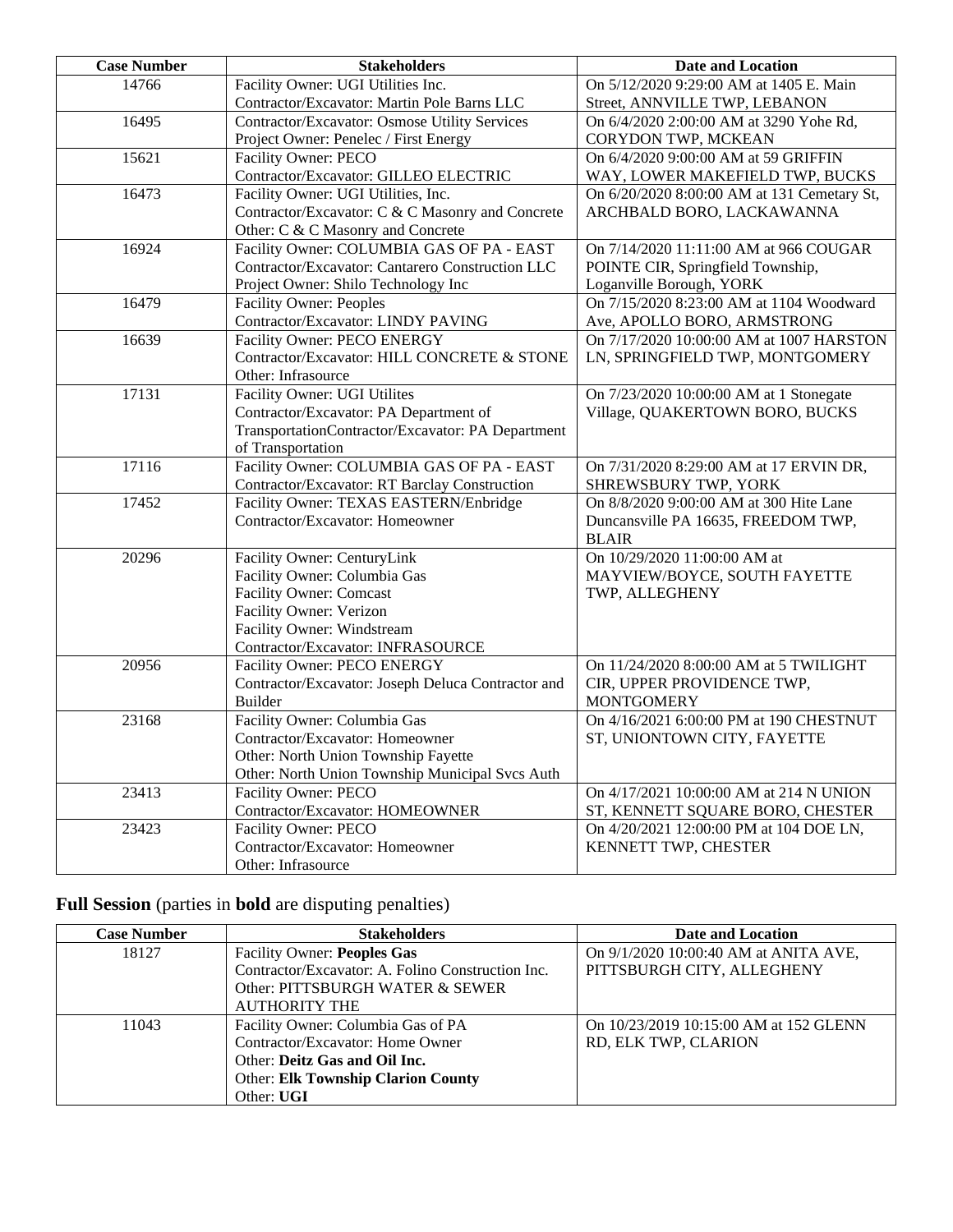| Case Number | Stakeholders | Date and Location |
|---|---|---|
| 14766 | Facility Owner: UGI Utilities Inc.<br>Contractor/Excavator: Martin Pole Barns LLC | On 5/12/2020 9:29:00 AM at 1405 E. Main Street, ANNVILLE TWP, LEBANON |
| 16495 | Contractor/Excavator: Osmose Utility Services<br>Project Owner: Penelec / First Energy | On 6/4/2020 2:00:00 AM at 3290 Yohe Rd, CORYDON TWP, MCKEAN |
| 15621 | Facility Owner: PECO<br>Contractor/Excavator: GILLEO ELECTRIC | On 6/4/2020 9:00:00 AM at 59 GRIFFIN WAY, LOWER MAKEFIELD TWP, BUCKS |
| 16473 | Facility Owner: UGI Utilities, Inc.<br>Contractor/Excavator: C & C Masonry and Concrete<br>Other: C & C Masonry and Concrete | On 6/20/2020 8:00:00 AM at 131 Cemetary St, ARCHBALD BORO, LACKAWANNA |
| 16924 | Facility Owner: COLUMBIA GAS OF PA - EAST<br>Contractor/Excavator: Cantarero Construction LLC<br>Project Owner: Shilo Technology Inc | On 7/14/2020 11:11:00 AM at 966 COUGAR POINTE CIR, Springfield Township, Loganville Borough, YORK |
| 16479 | Facility Owner: Peoples<br>Contractor/Excavator: LINDY PAVING | On 7/15/2020 8:23:00 AM at 1104 Woodward Ave, APOLLO BORO, ARMSTRONG |
| 16639 | Facility Owner: PECO ENERGY<br>Contractor/Excavator: HILL CONCRETE & STONE<br>Other: Infrasource | On 7/17/2020 10:00:00 AM at 1007 HARSTON LN, SPRINGFIELD TWP, MONTGOMERY |
| 17131 | Facility Owner: UGI Utilites<br>Contractor/Excavator: PA Department of TransportationContractor/Excavator: PA Department of Transportation | On 7/23/2020 10:00:00 AM at 1 Stonegate Village, QUAKERTOWN BORO, BUCKS |
| 17116 | Facility Owner: COLUMBIA GAS OF PA - EAST<br>Contractor/Excavator: RT Barclay Construction | On 7/31/2020 8:29:00 AM at 17 ERVIN DR, SHREWSBURY TWP, YORK |
| 17452 | Facility Owner: TEXAS EASTERN/Enbridge<br>Contractor/Excavator: Homeowner | On 8/8/2020 9:00:00 AM at 300 Hite Lane Duncansville PA 16635, FREEDOM TWP, BLAIR |
| 20296 | Facility Owner: CenturyLink<br>Facility Owner: Columbia Gas<br>Facility Owner: Comcast<br>Facility Owner: Verizon<br>Facility Owner: Windstream<br>Contractor/Excavator: INFRASOURCE | On 10/29/2020 11:00:00 AM at MAYVIEW/BOYCE, SOUTH FAYETTE TWP, ALLEGHENY |
| 20956 | Facility Owner: PECO ENERGY<br>Contractor/Excavator: Joseph Deluca Contractor and Builder | On 11/24/2020 8:00:00 AM at 5 TWILIGHT CIR, UPPER PROVIDENCE TWP, MONTGOMERY |
| 23168 | Facility Owner: Columbia Gas<br>Contractor/Excavator: Homeowner<br>Other: North Union Township Fayette<br>Other: North Union Township Municipal Svcs Auth | On 4/16/2021 6:00:00 PM at 190 CHESTNUT ST, UNIONTOWN CITY, FAYETTE |
| 23413 | Facility Owner: PECO<br>Contractor/Excavator: HOMEOWNER | On 4/17/2021 10:00:00 AM at 214 N UNION ST, KENNETT SQUARE BORO, CHESTER |
| 23423 | Facility Owner: PECO<br>Contractor/Excavator: Homeowner<br>Other: Infrasource | On 4/20/2021 12:00:00 PM at 104 DOE LN, KENNETT TWP, CHESTER |

## **Full Session** (parties in **bold** are disputing penalties)

| Case Number | Stakeholders | Date and Location |
|---|---|---|
| 18127 | Facility Owner: **Peoples Gas**<br>Contractor/Excavator: A. Folino Construction Inc.<br>Other: PITTSBURGH WATER & SEWER AUTHORITY THE | On 9/1/2020 10:00:40 AM at ANITA AVE, PITTSBURGH CITY, ALLEGHENY |
| 11043 | Facility Owner: Columbia Gas of PA<br>Contractor/Excavator: Home Owner<br>Other: **Deitz Gas and Oil Inc.**<br>Other: **Elk Township Clarion County**<br>Other: **UGI** | On 10/23/2019 10:15:00 AM at 152 GLENN RD, ELK TWP, CLARION |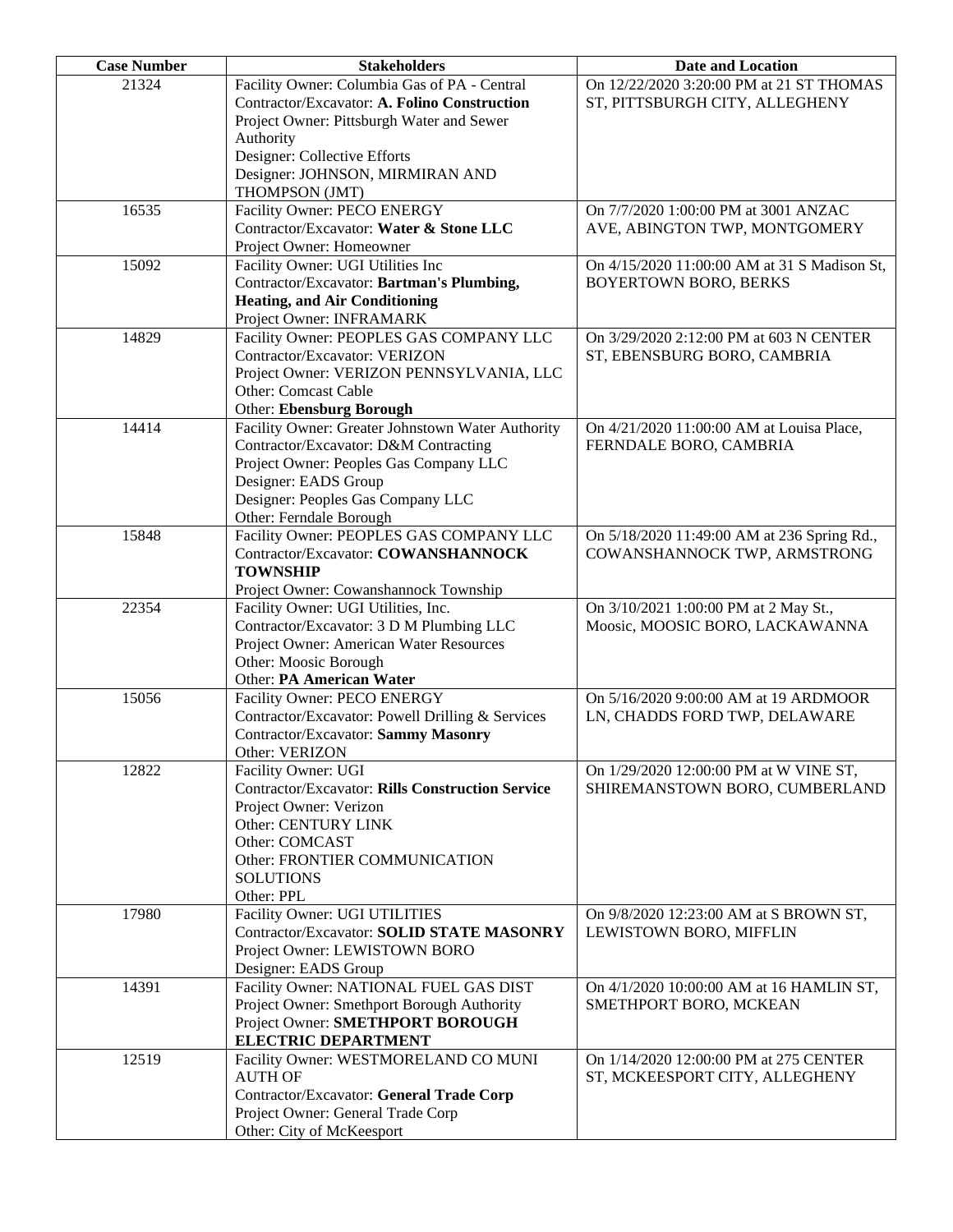| Case Number | Stakeholders | Date and Location |
| --- | --- | --- |
| 21324 | Facility Owner: Columbia Gas of PA - Central<br>Contractor/Excavator: **A. Folino Construction**<br>Project Owner: Pittsburgh Water and Sewer Authority<br>Designer: Collective Efforts<br>Designer: JOHNSON, MIRMIRAN AND THOMPSON (JMT) | On 12/22/2020 3:20:00 PM at 21 ST THOMAS ST, PITTSBURGH CITY, ALLEGHENY |
| 16535 | Facility Owner: PECO ENERGY<br>Contractor/Excavator: **Water & Stone LLC**<br>Project Owner: Homeowner | On 7/7/2020 1:00:00 PM at 3001 ANZAC AVE, ABINGTON TWP, MONTGOMERY |
| 15092 | Facility Owner: UGI Utilities Inc<br>Contractor/Excavator: **Bartman's Plumbing, Heating, and Air Conditioning**<br>Project Owner: INFRAMARK | On 4/15/2020 11:00:00 AM at 31 S Madison St, BOYERTOWN BORO, BERKS |
| 14829 | Facility Owner: PEOPLES GAS COMPANY LLC<br>Contractor/Excavator: VERIZON<br>Project Owner: VERIZON PENNSYLVANIA, LLC<br>Other: Comcast Cable<br>Other: **Ebensburg Borough** | On 3/29/2020 2:12:00 PM at 603 N CENTER ST, EBENSBURG BORO, CAMBRIA |
| 14414 | Facility Owner: Greater Johnstown Water Authority<br>Contractor/Excavator: D&M Contracting<br>Project Owner: Peoples Gas Company LLC<br>Designer: EADS Group<br>Designer: Peoples Gas Company LLC<br>Other: Ferndale Borough | On 4/21/2020 11:00:00 AM at Louisa Place, FERNDALE BORO, CAMBRIA |
| 15848 | Facility Owner: PEOPLES GAS COMPANY LLC<br>Contractor/Excavator: **COWANSHANNOCK TOWNSHIP**<br>Project Owner: Cowanshannock Township | On 5/18/2020 11:49:00 AM at 236 Spring Rd., COWANSHANNOCK TWP, ARMSTRONG |
| 22354 | Facility Owner: UGI Utilities, Inc.<br>Contractor/Excavator: 3 D M Plumbing LLC<br>Project Owner: American Water Resources<br>Other: Moosic Borough<br>Other: **PA American Water** | On 3/10/2021 1:00:00 PM at 2 May St., Moosic, MOOSIC BORO, LACKAWANNA |
| 15056 | Facility Owner: PECO ENERGY<br>Contractor/Excavator: Powell Drilling & Services<br>Contractor/Excavator: **Sammy Masonry**<br>Other: VERIZON | On 5/16/2020 9:00:00 AM at 19 ARDMOOR LN, CHADDS FORD TWP, DELAWARE |
| 12822 | Facility Owner: UGI<br>Contractor/Excavator: **Rills Construction Service**<br>Project Owner: Verizon<br>Other: CENTURY LINK<br>Other: COMCAST<br>Other: FRONTIER COMMUNICATION SOLUTIONS<br>Other: PPL | On 1/29/2020 12:00:00 PM at W VINE ST, SHIREMANSTOWN BORO, CUMBERLAND |
| 17980 | Facility Owner: UGI UTILITIES<br>Contractor/Excavator: **SOLID STATE MASONRY**<br>Project Owner: LEWISTOWN BORO<br>Designer: EADS Group | On 9/8/2020 12:23:00 AM at S BROWN ST, LEWISTOWN BORO, MIFFLIN |
| 14391 | Facility Owner: NATIONAL FUEL GAS DIST<br>Project Owner: Smethport Borough Authority<br>Project Owner: **SMETHPORT BOROUGH ELECTRIC DEPARTMENT** | On 4/1/2020 10:00:00 AM at 16 HAMLIN ST, SMETHPORT BORO, MCKEAN |
| 12519 | Facility Owner: WESTMORELAND CO MUNI AUTH OF<br>Contractor/Excavator: **General Trade Corp**<br>Project Owner: General Trade Corp<br>Other: City of McKeesport | On 1/14/2020 12:00:00 PM at 275 CENTER ST, MCKEESPORT CITY, ALLEGHENY |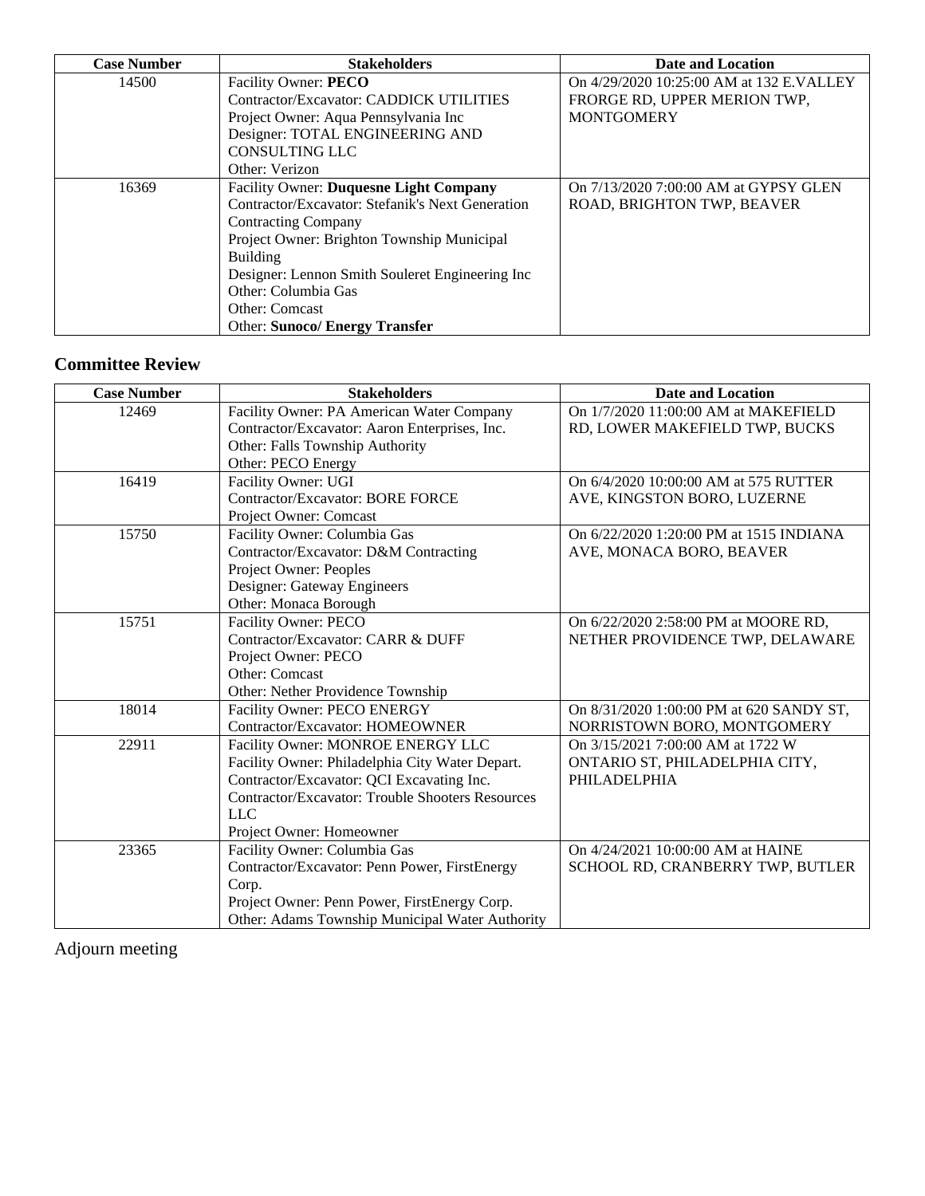| Case Number | Stakeholders | Date and Location |
|---|---|---|
| 14500 | Facility Owner: **PECO**<br>Contractor/Excavator: CADDICK UTILITIES<br>Project Owner: Aqua Pennsylvania Inc<br>Designer: TOTAL ENGINEERING AND CONSULTING LLC<br>Other: Verizon | On 4/29/2020 10:25:00 AM at 132 E.VALLEY FRORGE RD, UPPER MERION TWP, MONTGOMERY |
| 16369 | Facility Owner: **Duquesne Light Company**<br>Contractor/Excavator: Stefanik's Next Generation Contracting Company<br>Project Owner: Brighton Township Municipal Building<br>Designer: Lennon Smith Souleret Engineering Inc<br>Other: Columbia Gas<br>Other: Comcast<br>Other: **Sunoco/ Energy Transfer** | On 7/13/2020 7:00:00 AM at GYPSY GLEN ROAD, BRIGHTON TWP, BEAVER |

## Committee Review

| Case Number | Stakeholders | Date and Location |
|---|---|---|
| 12469 | Facility Owner: PA American Water Company<br>Contractor/Excavator: Aaron Enterprises, Inc.<br>Other: Falls Township Authority<br>Other: PECO Energy | On 1/7/2020 11:00:00 AM at MAKEFIELD RD, LOWER MAKEFIELD TWP, BUCKS |
| 16419 | Facility Owner: UGI<br>Contractor/Excavator: BORE FORCE<br>Project Owner: Comcast | On 6/4/2020 10:00:00 AM at 575 RUTTER AVE, KINGSTON BORO, LUZERNE |
| 15750 | Facility Owner: Columbia Gas<br>Contractor/Excavator: D&M Contracting<br>Project Owner: Peoples<br>Designer: Gateway Engineers<br>Other: Monaca Borough | On 6/22/2020 1:20:00 PM at 1515 INDIANA AVE, MONACA BORO, BEAVER |
| 15751 | Facility Owner: PECO<br>Contractor/Excavator: CARR & DUFF<br>Project Owner: PECO<br>Other: Comcast<br>Other: Nether Providence Township | On 6/22/2020 2:58:00 PM at MOORE RD, NETHER PROVIDENCE TWP, DELAWARE |
| 18014 | Facility Owner: PECO ENERGY<br>Contractor/Excavator: HOMEOWNER | On 8/31/2020 1:00:00 PM at 620 SANDY ST, NORRISTOWN BORO, MONTGOMERY |
| 22911 | Facility Owner: MONROE ENERGY LLC<br>Facility Owner: Philadelphia City Water Depart.<br>Contractor/Excavator: QCI Excavating Inc.<br>Contractor/Excavator: Trouble Shooters Resources LLC<br>Project Owner: Homeowner | On 3/15/2021 7:00:00 AM at 1722 W ONTARIO ST, PHILADELPHIA CITY, PHILADELPHIA |
| 23365 | Facility Owner: Columbia Gas<br>Contractor/Excavator: Penn Power, FirstEnergy Corp.<br>Project Owner: Penn Power, FirstEnergy Corp.<br>Other: Adams Township Municipal Water Authority | On 4/24/2021 10:00:00 AM at HAINE SCHOOL RD, CRANBERRY TWP, BUTLER |

Adjourn meeting